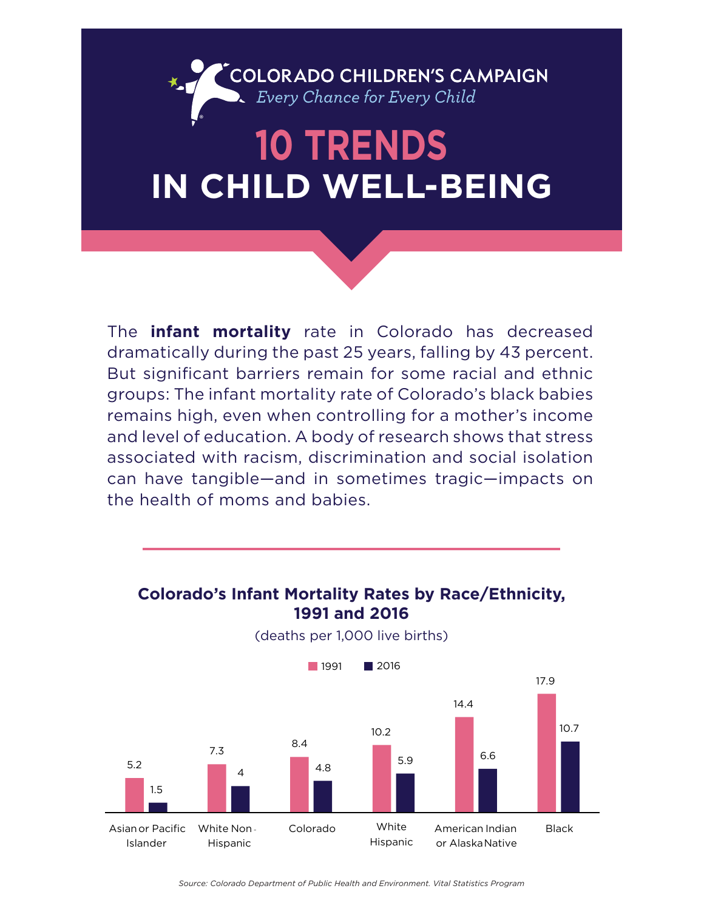COLORADO CHILDREN'S CAMPAIGN

*Every Chance for Every Child*

# 10 TRENDS IN CHILD WELL-BEING

The **infant mortality** rate in Colorado has decreased dramatically during the past 25 years, falling by 43 percent. But significant barriers remain for some racial and ethnic groups: The infant mortality rate of Colorado's black babies remains high, even when controlling for a mother's income and level of education. A body of research shows that stress associated with racism, discrimination and social isolation can have tangible—and in sometimes tragic—impacts on the health of moms and babies.

## Colorado's Infant Mortality Rates by Race/Ethnicity, 1991 and 2016

(deaths per 1,000 live births)

| | 1991 | 2016 |
|---|---|---|
| Asian or Pacific Islander | 5.2 | 1.5 |
| White Non-Hispanic | 7.3 | 4 |
| Colorado | 8.4 | 4.8 |
| White Hispanic | 10.2 | 5.9 |
| American Indian or Alaska Native | 14.4 | 6.6 |
| Black | 17.9 | 10.7 |

*Source: Colorado Department of Public Health and Environment. Vital Statistics Program*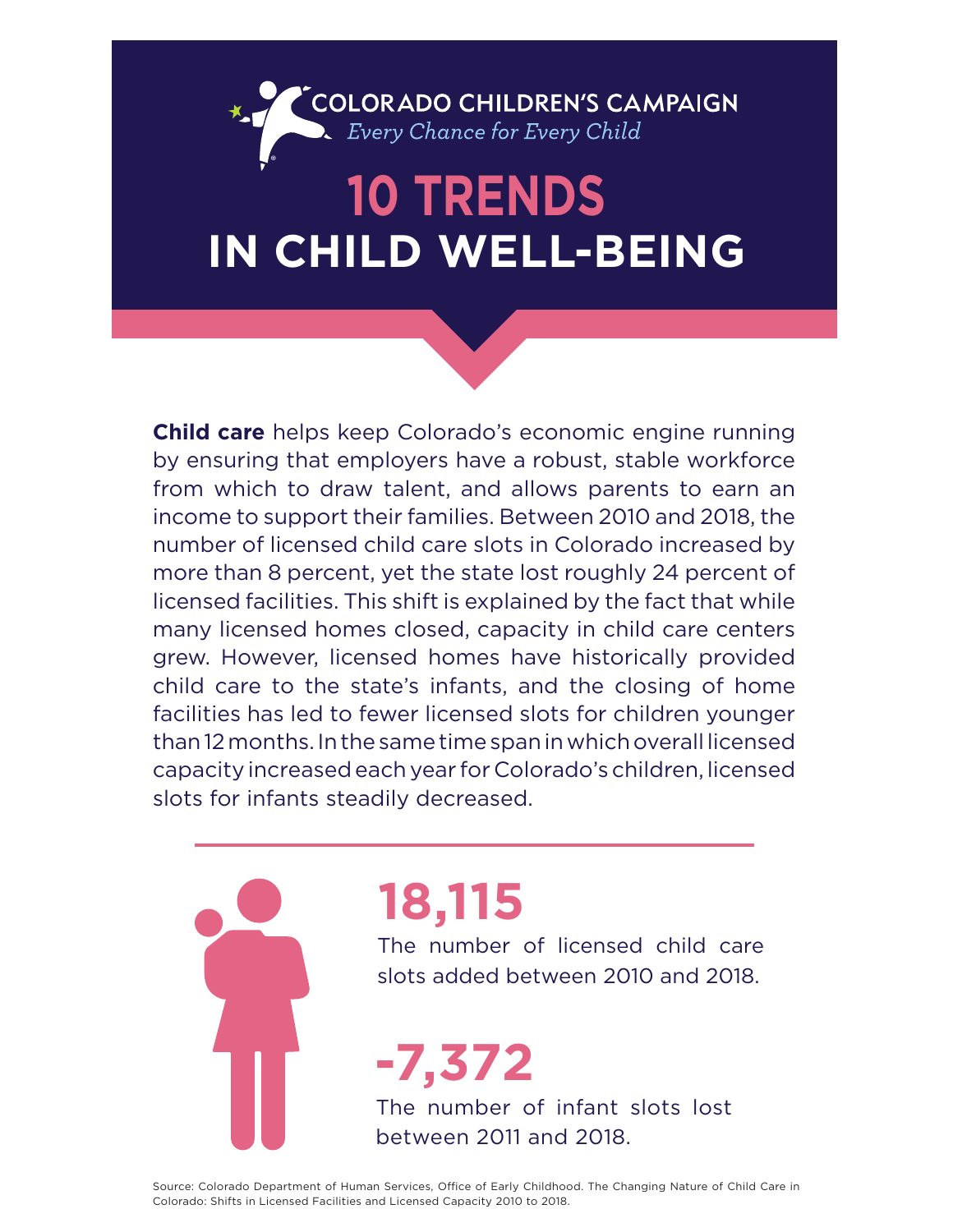COLORADO CHILDREN'S CAMPAIGN

*Every Chance for Every Child*

# 10 TRENDS IN CHILD WELL-BEING

**Child care** helps keep Colorado's economic engine running by ensuring that employers have a robust, stable workforce from which to draw talent, and allows parents to earn an income to support their families. Between 2010 and 2018, the number of licensed child care slots in Colorado increased by more than 8 percent, yet the state lost roughly 24 percent of licensed facilities. This shift is explained by the fact that while many licensed homes closed, capacity in child care centers grew. However, licensed homes have historically provided child care to the state's infants, and the closing of home facilities has led to fewer licensed slots for children younger than 12 months. In the same time span in which overall licensed capacity increased each year for Colorado's children, licensed slots for infants steadily decreased.

**18,115**

The number of licensed child care slots added between 2010 and 2018.

**-7,372**

The number of infant slots lost between 2011 and 2018.

Source: Colorado Department of Human Services, Office of Early Childhood. The Changing Nature of Child Care in Colorado: Shifts in Licensed Facilities and Licensed Capacity 2010 to 2018.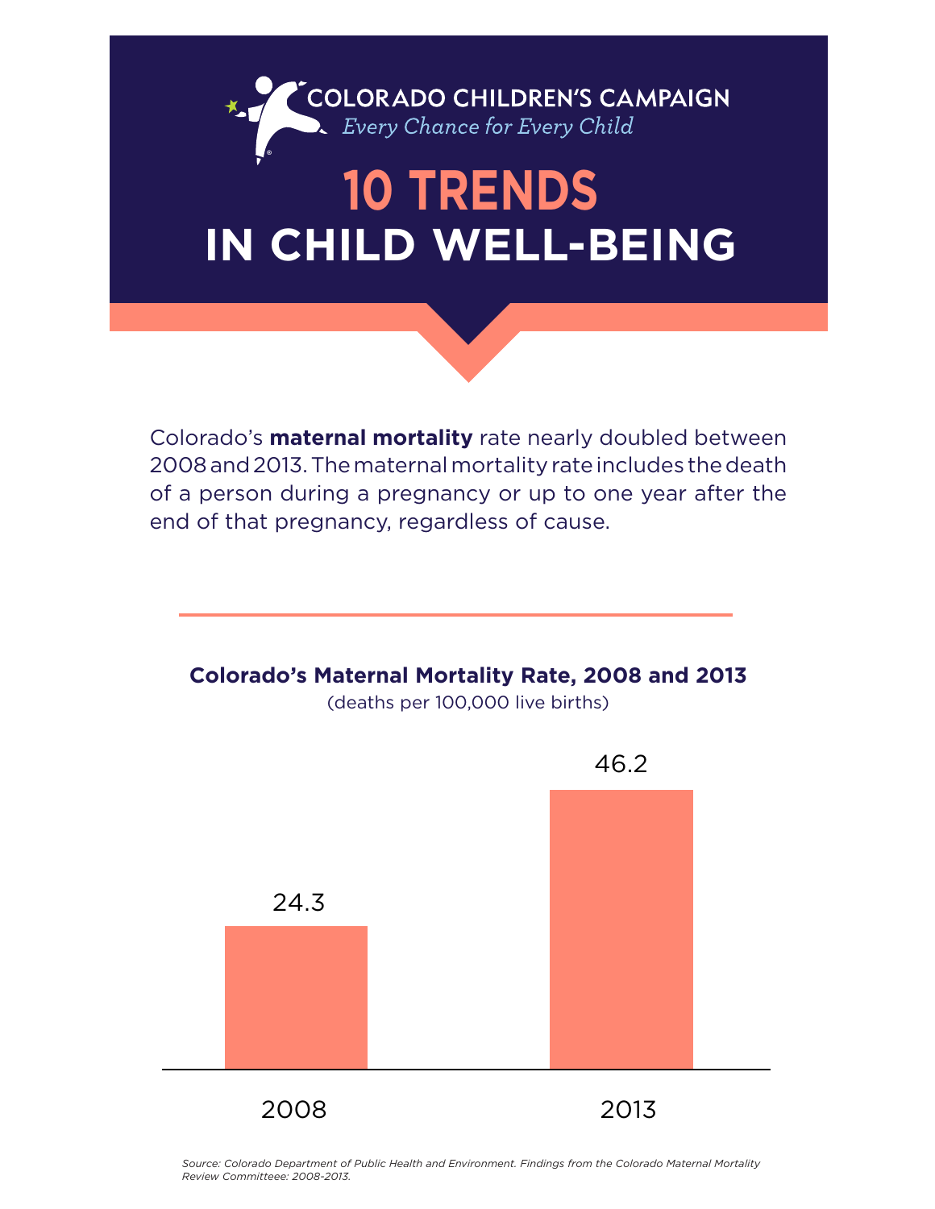COLORADO CHILDREN'S CAMPAIGN

*Every Chance for Every Child*

# 10 TRENDS IN CHILD WELL-BEING

Colorado's **maternal mortality** rate nearly doubled between 2008 and 2013. The maternal mortality rate includes the death of a person during a pregnancy or up to one year after the end of that pregnancy, regardless of cause.

**Colorado's Maternal Mortality Rate, 2008 and 2013**

(deaths per 100,000 live births)

| Year | Rate |
|---|---|
| 2008 | 24.3 |
| 2013 | 46.2 |

*Source: Colorado Department of Public Health and Environment. Findings from the Colorado Maternal Mortality Review Committeee: 2008-2013.*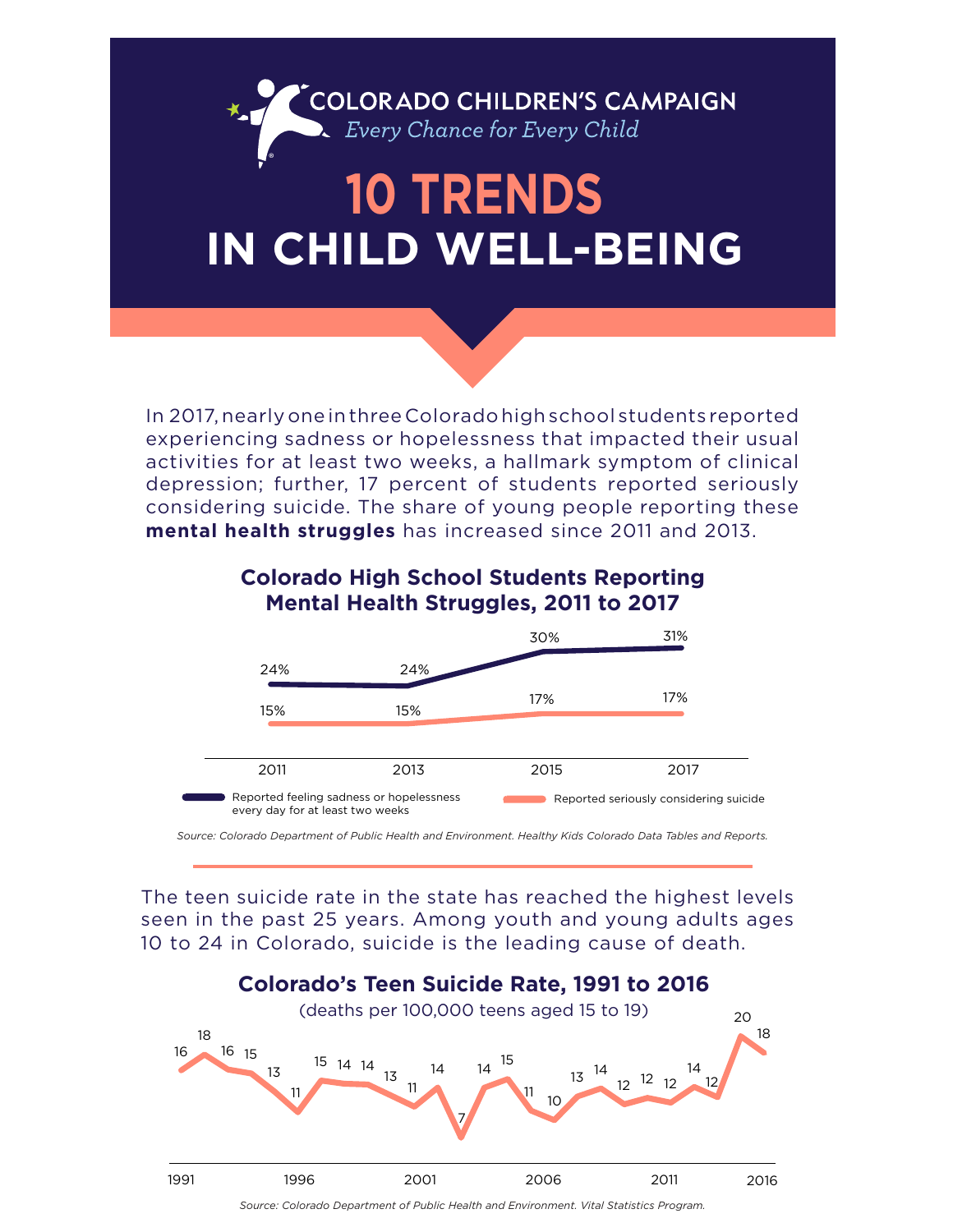# COLORADO CHILDREN'S CAMPAIGN

*Every Chance for Every Child*

# 10 TRENDS IN CHILD WELL-BEING

In 2017, nearly one in three Colorado high school students reported experiencing sadness or hopelessness that impacted their usual activities for at least two weeks, a hallmark symptom of clinical depression; further, 17 percent of students reported seriously considering suicide. The share of young people reporting these **mental health struggles** has increased since 2011 and 2013.

### Colorado High School Students Reporting Mental Health Struggles, 2011 to 2017

| Year | Reported feeling sadness or hopelessness every day for at least two weeks | Reported seriously considering suicide |
|---|---|---|
| 2011 | 24% | 15% |
| 2013 | 24% | 15% |
| 2015 | 30% | 17% |
| 2017 | 31% | 17% |

*Source: Colorado Department of Public Health and Environment. Healthy Kids Colorado Data Tables and Reports.*

The teen suicide rate in the state has reached the highest levels seen in the past 25 years. Among youth and young adults ages 10 to 24 in Colorado, suicide is the leading cause of death.

### Colorado's Teen Suicide Rate, 1991 to 2016

(deaths per 100,000 teens aged 15 to 19)

| Year | Rate |
|---|---|
| 1991 | 16 |
| 1992 | 18 |
| 1993 | 16 |
| 1994 | 15 |
| 1995 | 13 |
| 1996 | 11 |
| 1997 | 15 |
| 1998 | 14 |
| 1999 | 14 |
| 2000 | 13 |
| 2001 | 11 |
| 2002 | 14 |
| 2003 | 7 |
| 2004 | 14 |
| 2005 | 15 |
| 2006 | 11 |
| 2007 | 10 |
| 2008 | 13 |
| 2009 | 14 |
| 2010 | 12 |
| 2011 | 12 |
| 2012 | 12 |
| 2013 | 14 |
| 2014 | 12 |
| 2015 | 20 |
| 2016 | 18 |

*Source: Colorado Department of Public Health and Environment. Vital Statistics Program.*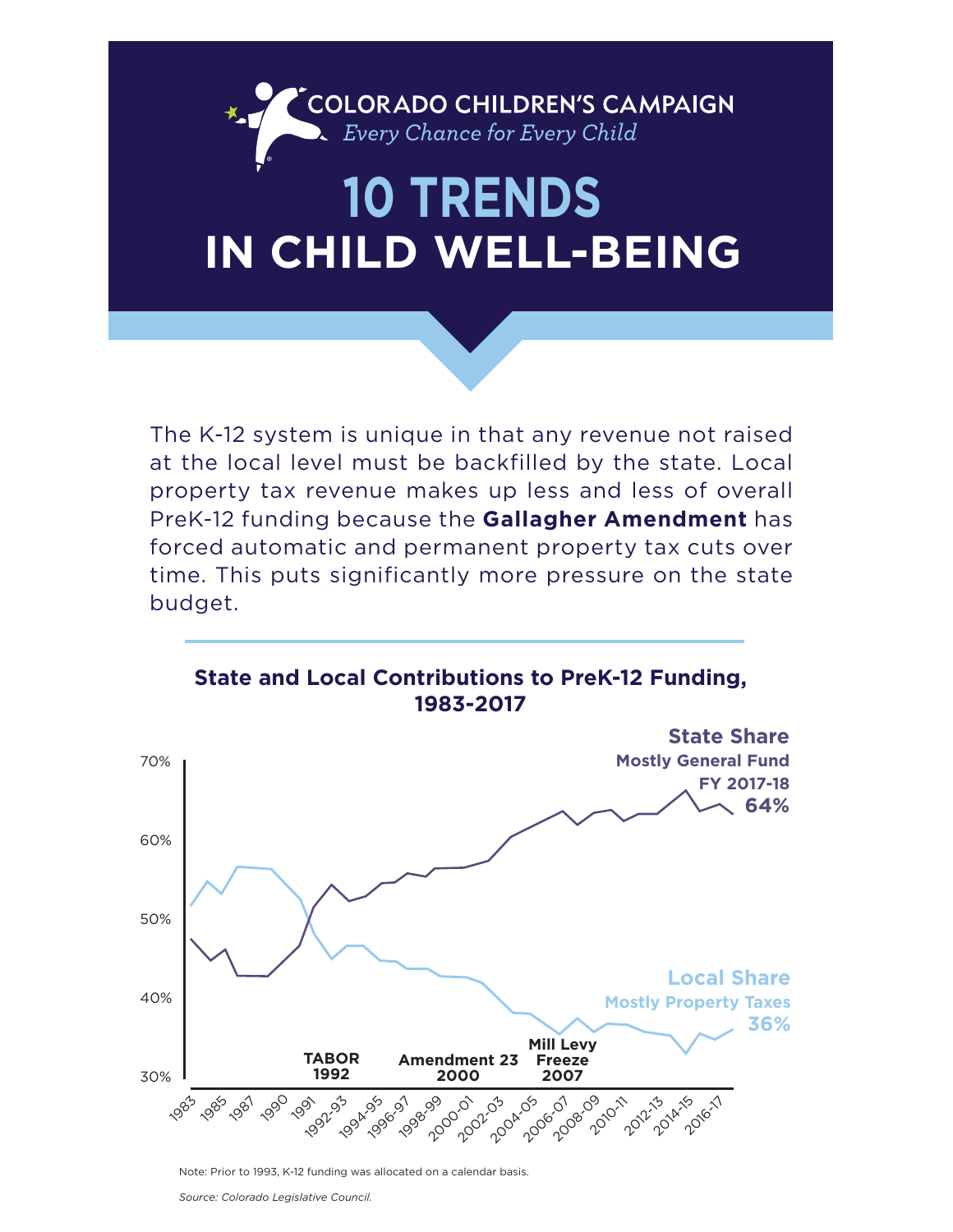COLORADO CHILDREN'S CAMPAIGN

*Every Chance for Every Child*

# 10 TRENDS IN CHILD WELL-BEING

The K-12 system is unique in that any revenue not raised at the local level must be backfilled by the state. Local property tax revenue makes up less and less of overall PreK-12 funding because the **Gallagher Amendment** has forced automatic and permanent property tax cuts over time. This puts significantly more pressure on the state budget.

## State and Local Contributions to PreK-12 Funding, 1983-2017

**State Share**
Mostly General Fund
FY 2017-18
**64%**

**Local Share**
Mostly Property Taxes
**36%**

TABOR 1992

Amendment 23 2000

Mill Levy Freeze 2007

Note: Prior to 1993, K-12 funding was allocated on a calendar basis.

*Source: Colorado Legislative Council.*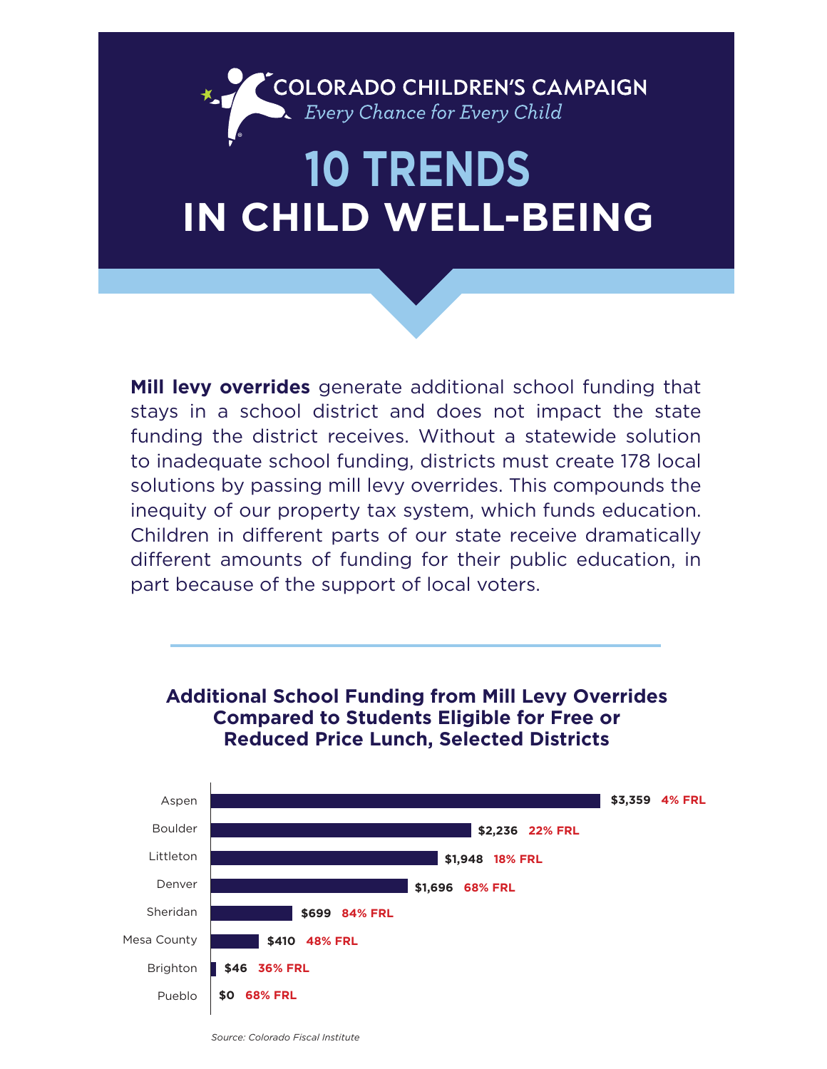COLORADO CHILDREN'S CAMPAIGN
*Every Chance for Every Child*

# 10 TRENDS IN CHILD WELL-BEING

**Mill levy overrides** generate additional school funding that stays in a school district and does not impact the state funding the district receives. Without a statewide solution to inadequate school funding, districts must create 178 local solutions by passing mill levy overrides. This compounds the inequity of our property tax system, which funds education. Children in different parts of our state receive dramatically different amounts of funding for their public education, in part because of the support of local voters.

---

### Additional School Funding from Mill Levy Overrides Compared to Students Eligible for Free or Reduced Price Lunch, Selected Districts

| District | Additional Funding | FRL |
|---|---|---|
| Aspen | $3,359 | 4% FRL |
| Boulder | $2,236 | 22% FRL |
| Littleton | $1,948 | 18% FRL |
| Denver | $1,696 | 68% FRL |
| Sheridan | $699 | 84% FRL |
| Mesa County | $410 | 48% FRL |
| Brighton | $46 | 36% FRL |
| Pueblo | $0 | 68% FRL |

*Source: Colorado Fiscal Institute*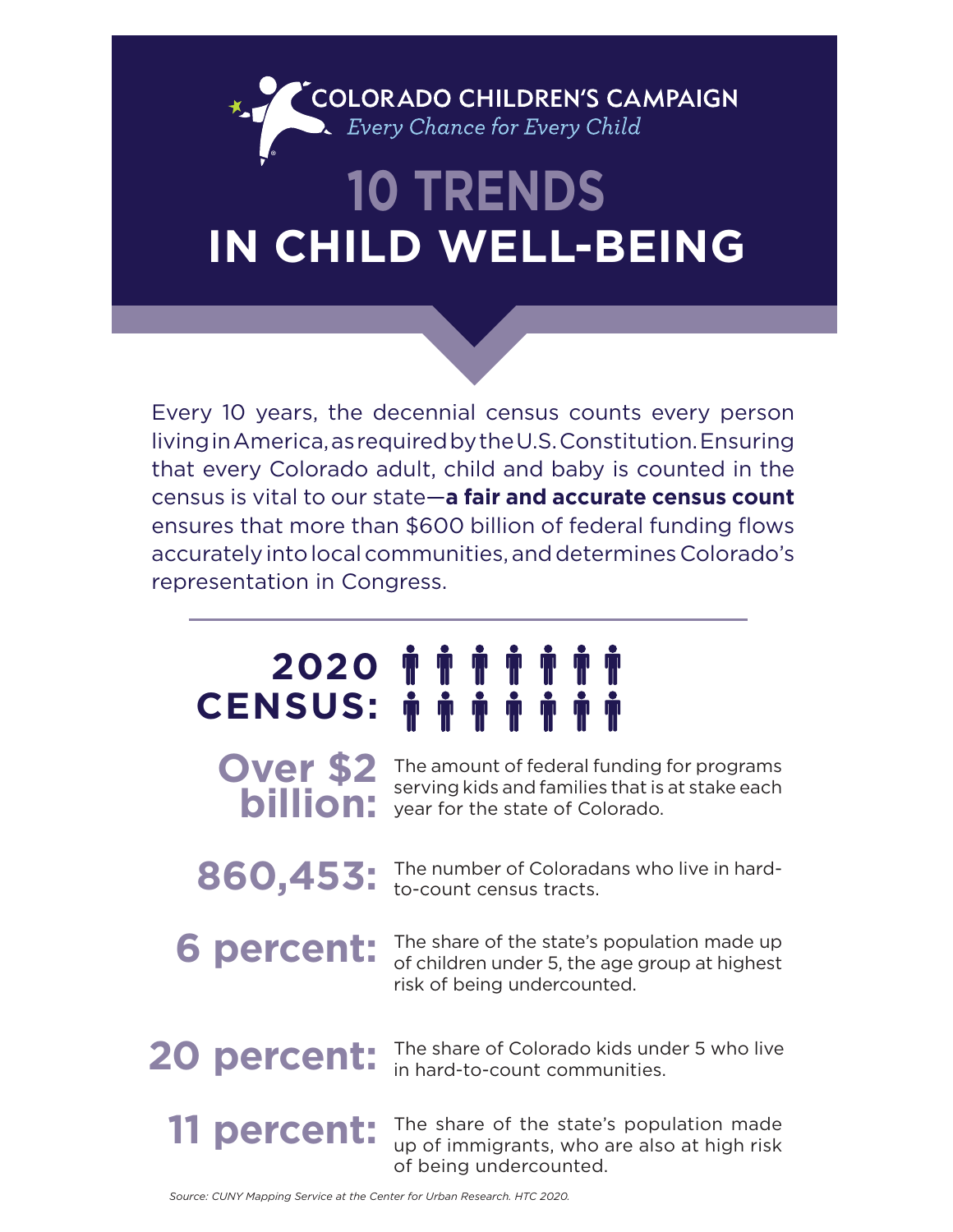COLORADO CHILDREN'S CAMPAIGN

*Every Chance for Every Child*

# 10 TRENDS IN CHILD WELL-BEING

Every 10 years, the decennial census counts every person living in America, as required by the U.S. Constitution. Ensuring that every Colorado adult, child and baby is counted in the census is vital to our state—**a fair and accurate census count** ensures that more than $600 billion of federal funding flows accurately into local communities, and determines Colorado's representation in Congress.

## 2020 CENSUS:

**Over $2 billion:** The amount of federal funding for programs serving kids and families that is at stake each year for the state of Colorado.

**860,453:** The number of Coloradans who live in hard-to-count census tracts.

**6 percent:** The share of the state's population made up of children under 5, the age group at highest risk of being undercounted.

**20 percent:** The share of Colorado kids under 5 who live in hard-to-count communities.

**11 percent:** The share of the state's population made up of immigrants, who are also at high risk of being undercounted.

*Source: CUNY Mapping Service at the Center for Urban Research. HTC 2020.*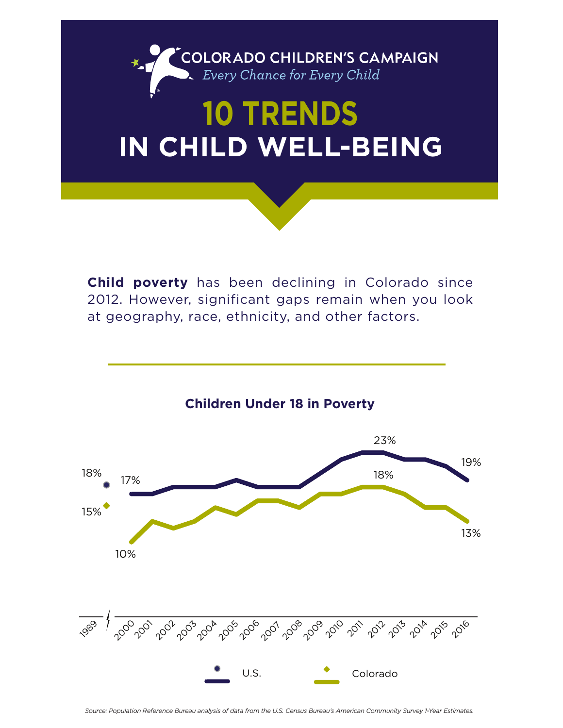COLORADO CHILDREN'S CAMPAIGN

*Every Chance for Every Child*

# 10 TRENDS IN CHILD WELL-BEING

**Child poverty** has been declining in Colorado since 2012. However, significant gaps remain when you look at geography, race, ethnicity, and other factors.

### Children Under 18 in Poverty

| Year | U.S. | Colorado |
|---|---|---|
| 1989 | 18% | 15% |
| 2000 | 17% | 10% |
| 2012 | 23% | 18% |
| 2016 | 19% | 13% |

*Source: Population Reference Bureau analysis of data from the U.S. Census Bureau's American Community Survey 1-Year Estimates.*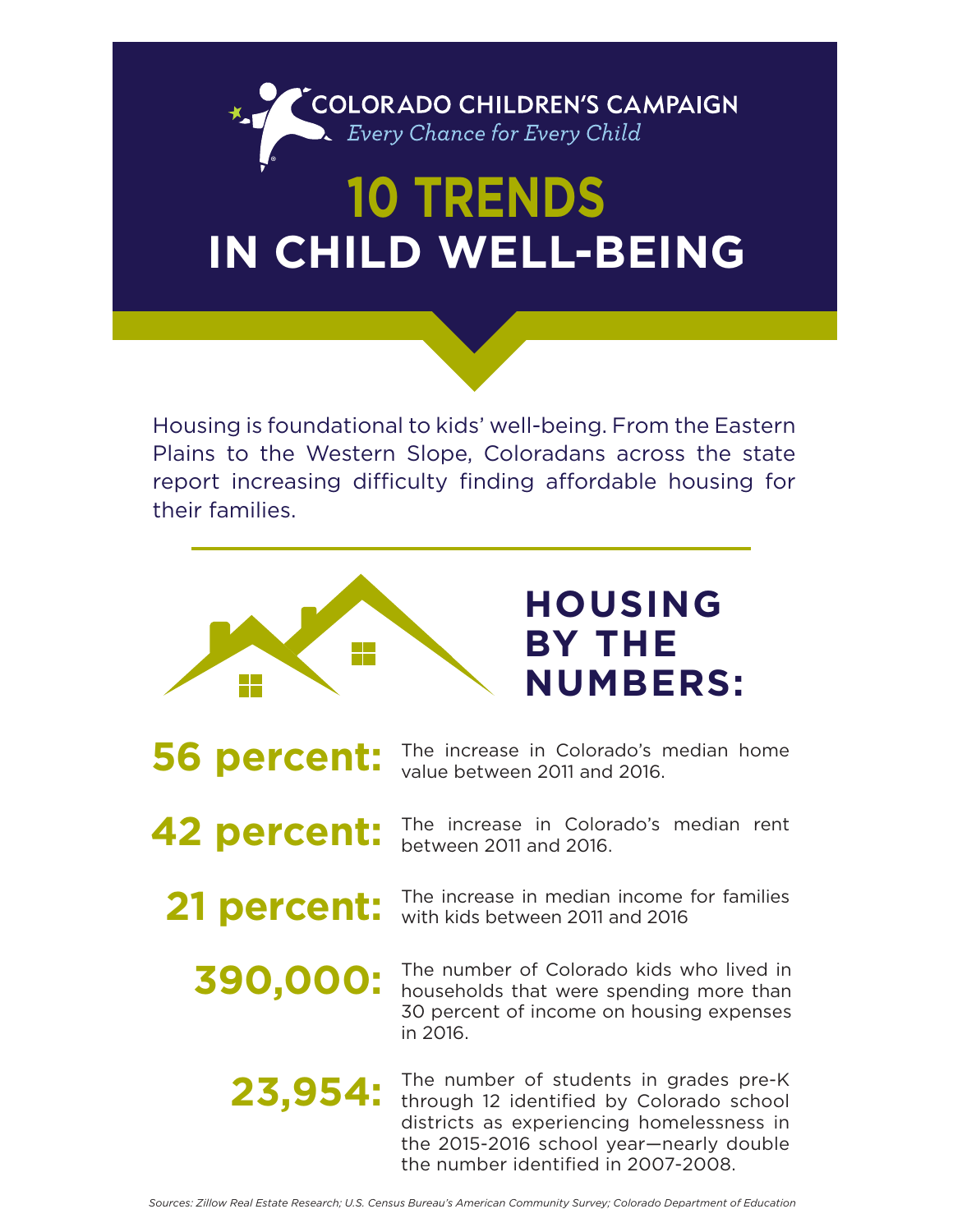COLORADO CHILDREN'S CAMPAIGN

*Every Chance for Every Child*

# 10 TRENDS IN CHILD WELL-BEING

Housing is foundational to kids' well-being. From the Eastern Plains to the Western Slope, Coloradans across the state report increasing difficulty finding affordable housing for their families.

## HOUSING BY THE NUMBERS:

**56 percent:** The increase in Colorado's median home value between 2011 and 2016.

**42 percent:** The increase in Colorado's median rent between 2011 and 2016.

**21 percent:** The increase in median income for families with kids between 2011 and 2016

**390,000:** The number of Colorado kids who lived in households that were spending more than 30 percent of income on housing expenses in 2016.

**23,954:** The number of students in grades pre-K through 12 identified by Colorado school districts as experiencing homelessness in the 2015-2016 school year—nearly double the number identified in 2007-2008.

*Sources: Zillow Real Estate Research; U.S. Census Bureau's American Community Survey; Colorado Department of Education*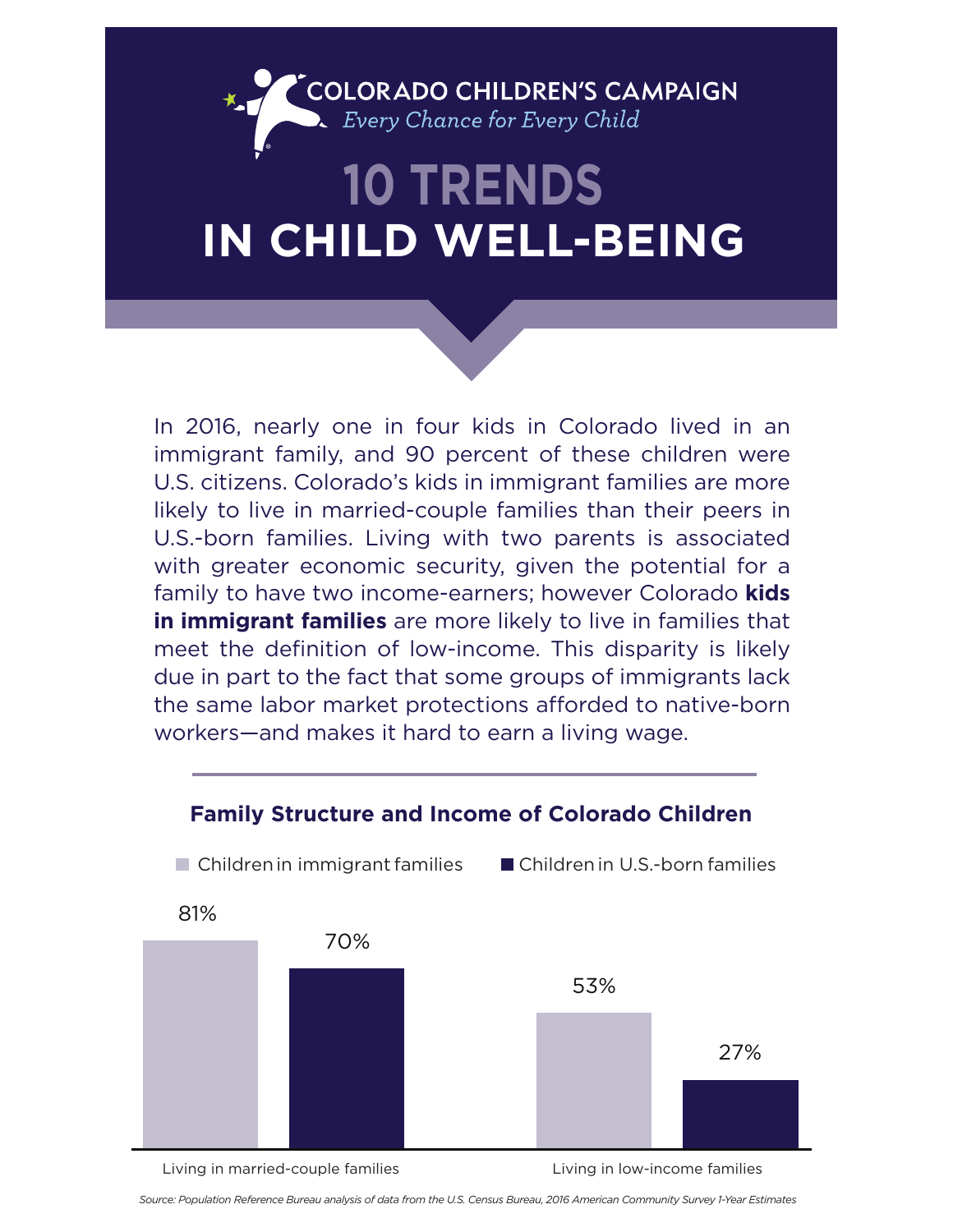COLORADO CHILDREN'S CAMPAIGN

*Every Chance for Every Child*

# 10 TRENDS IN CHILD WELL-BEING

In 2016, nearly one in four kids in Colorado lived in an immigrant family, and 90 percent of these children were U.S. citizens. Colorado's kids in immigrant families are more likely to live in married-couple families than their peers in U.S.-born families. Living with two parents is associated with greater economic security, given the potential for a family to have two income-earners; however Colorado **kids in immigrant families** are more likely to live in families that meet the definition of low-income. This disparity is likely due in part to the fact that some groups of immigrants lack the same labor market protections afforded to native-born workers—and makes it hard to earn a living wage.

## Family Structure and Income of Colorado Children

Children in immigrant families

Children in U.S.-born families

81%

70%

53%

27%

Living in married-couple families

Living in low-income families

*Source: Population Reference Bureau analysis of data from the U.S. Census Bureau, 2016 American Community Survey 1-Year Estimates*